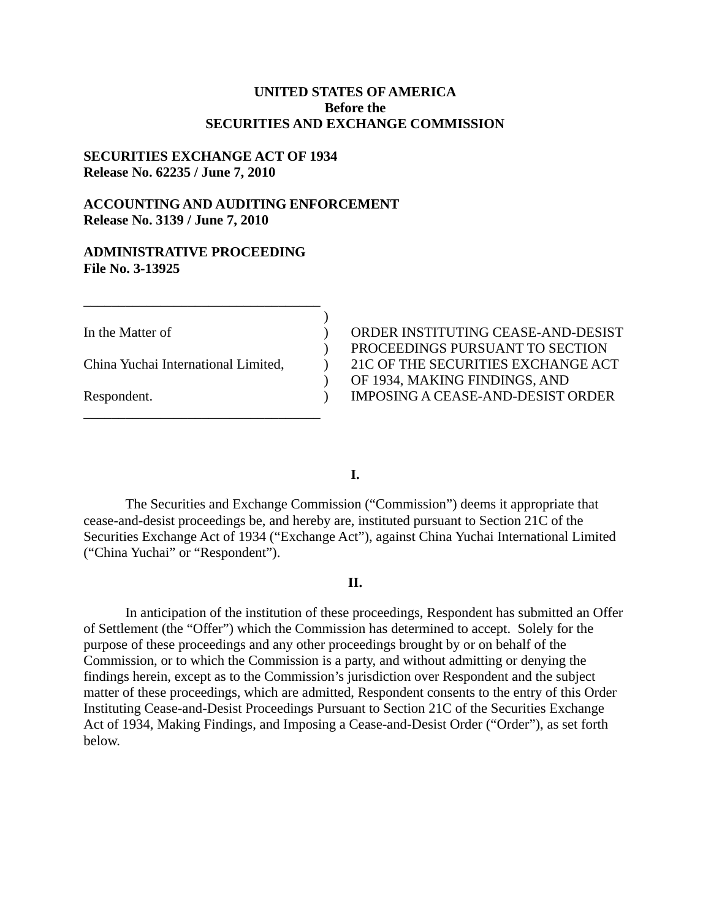**UNITED STATES OF AMERICA**
**Before the**
**SECURITIES AND EXCHANGE COMMISSION**

**SECURITIES EXCHANGE ACT OF 1934**
**Release No. 62235 / June 7, 2010**

**ACCOUNTING AND AUDITING ENFORCEMENT**
**Release No. 3139 / June 7, 2010**

**ADMINISTRATIVE PROCEEDING**
**File No. 3-13925**

| | |
|---|---|
| In the Matter of<br><br>China Yuchai International Limited,<br><br>Respondent. | ORDER INSTITUTING CEASE-AND-DESIST PROCEEDINGS PURSUANT TO SECTION 21C OF THE SECURITIES EXCHANGE ACT OF 1934, MAKING FINDINGS, AND IMPOSING A CEASE-AND-DESIST ORDER |

**I.**

The Securities and Exchange Commission ("Commission") deems it appropriate that cease-and-desist proceedings be, and hereby are, instituted pursuant to Section 21C of the Securities Exchange Act of 1934 ("Exchange Act"), against China Yuchai International Limited ("China Yuchai" or "Respondent").

**II.**

In anticipation of the institution of these proceedings, Respondent has submitted an Offer of Settlement (the "Offer") which the Commission has determined to accept. Solely for the purpose of these proceedings and any other proceedings brought by or on behalf of the Commission, or to which the Commission is a party, and without admitting or denying the findings herein, except as to the Commission's jurisdiction over Respondent and the subject matter of these proceedings, which are admitted, Respondent consents to the entry of this Order Instituting Cease-and-Desist Proceedings Pursuant to Section 21C of the Securities Exchange Act of 1934, Making Findings, and Imposing a Cease-and-Desist Order ("Order"), as set forth below.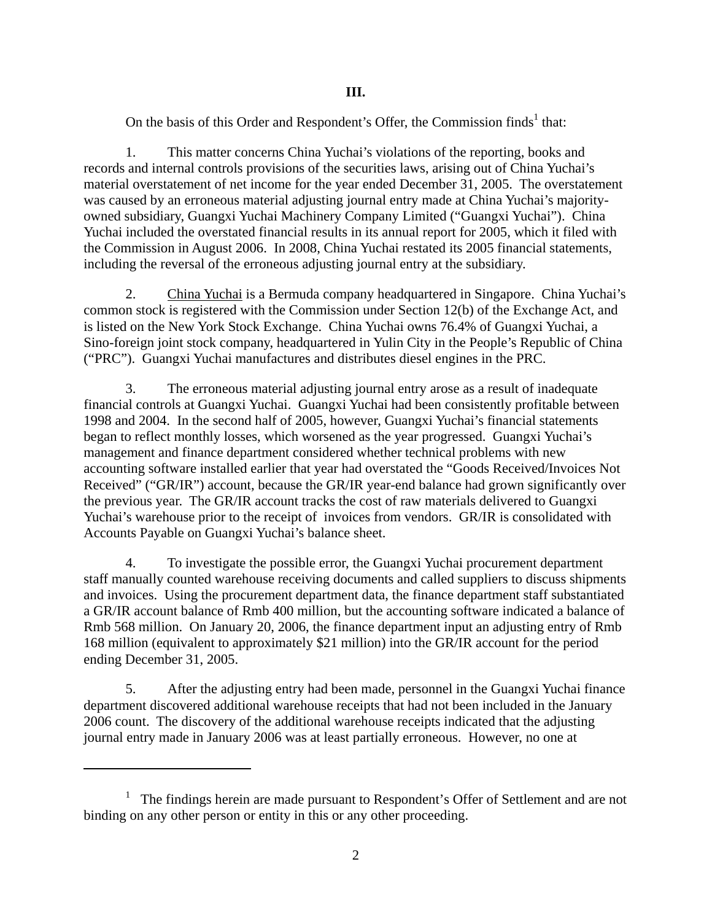### III.

On the basis of this Order and Respondent's Offer, the Commission finds[1] that:

1. This matter concerns China Yuchai's violations of the reporting, books and records and internal controls provisions of the securities laws, arising out of China Yuchai's material overstatement of net income for the year ended December 31, 2005. The overstatement was caused by an erroneous material adjusting journal entry made at China Yuchai's majority-owned subsidiary, Guangxi Yuchai Machinery Company Limited ("Guangxi Yuchai"). China Yuchai included the overstated financial results in its annual report for 2005, which it filed with the Commission in August 2006. In 2008, China Yuchai restated its 2005 financial statements, including the reversal of the erroneous adjusting journal entry at the subsidiary.

2. China Yuchai is a Bermuda company headquartered in Singapore. China Yuchai's common stock is registered with the Commission under Section 12(b) of the Exchange Act, and is listed on the New York Stock Exchange. China Yuchai owns 76.4% of Guangxi Yuchai, a Sino-foreign joint stock company, headquartered in Yulin City in the People's Republic of China ("PRC"). Guangxi Yuchai manufactures and distributes diesel engines in the PRC.

3. The erroneous material adjusting journal entry arose as a result of inadequate financial controls at Guangxi Yuchai. Guangxi Yuchai had been consistently profitable between 1998 and 2004. In the second half of 2005, however, Guangxi Yuchai's financial statements began to reflect monthly losses, which worsened as the year progressed. Guangxi Yuchai's management and finance department considered whether technical problems with new accounting software installed earlier that year had overstated the "Goods Received/Invoices Not Received" ("GR/IR") account, because the GR/IR year-end balance had grown significantly over the previous year. The GR/IR account tracks the cost of raw materials delivered to Guangxi Yuchai's warehouse prior to the receipt of invoices from vendors. GR/IR is consolidated with Accounts Payable on Guangxi Yuchai's balance sheet.

4. To investigate the possible error, the Guangxi Yuchai procurement department staff manually counted warehouse receiving documents and called suppliers to discuss shipments and invoices. Using the procurement department data, the finance department staff substantiated a GR/IR account balance of Rmb 400 million, but the accounting software indicated a balance of Rmb 568 million. On January 20, 2006, the finance department input an adjusting entry of Rmb 168 million (equivalent to approximately $21 million) into the GR/IR account for the period ending December 31, 2005.

5. After the adjusting entry had been made, personnel in the Guangxi Yuchai finance department discovered additional warehouse receipts that had not been included in the January 2006 count. The discovery of the additional warehouse receipts indicated that the adjusting journal entry made in January 2006 was at least partially erroneous. However, no one at

---

[1] The findings herein are made pursuant to Respondent's Offer of Settlement and are not binding on any other person or entity in this or any other proceeding.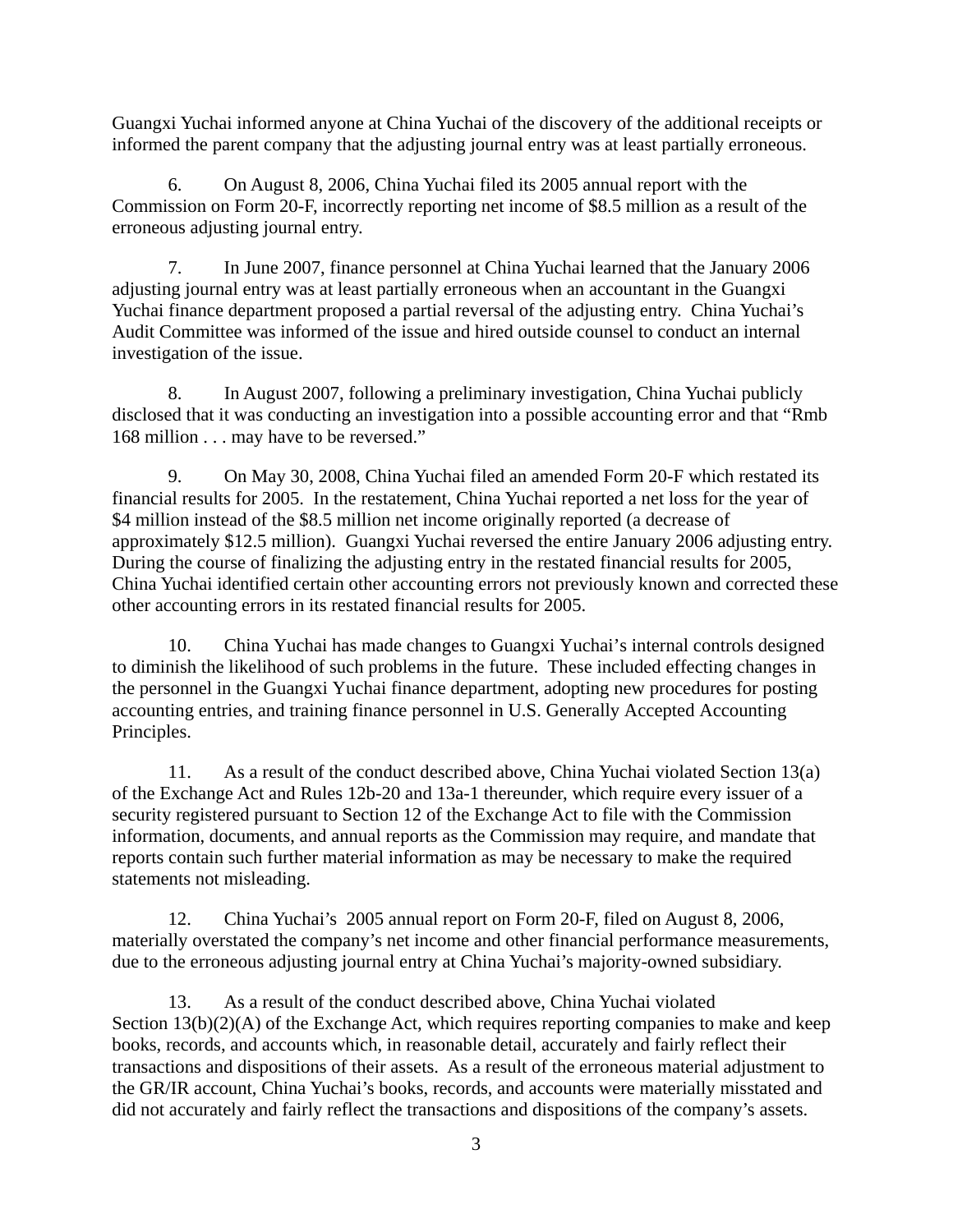Guangxi Yuchai informed anyone at China Yuchai of the discovery of the additional receipts or informed the parent company that the adjusting journal entry was at least partially erroneous.

6. On August 8, 2006, China Yuchai filed its 2005 annual report with the Commission on Form 20-F, incorrectly reporting net income of $8.5 million as a result of the erroneous adjusting journal entry.

7. In June 2007, finance personnel at China Yuchai learned that the January 2006 adjusting journal entry was at least partially erroneous when an accountant in the Guangxi Yuchai finance department proposed a partial reversal of the adjusting entry. China Yuchai's Audit Committee was informed of the issue and hired outside counsel to conduct an internal investigation of the issue.

8. In August 2007, following a preliminary investigation, China Yuchai publicly disclosed that it was conducting an investigation into a possible accounting error and that "Rmb 168 million . . . may have to be reversed."

9. On May 30, 2008, China Yuchai filed an amended Form 20-F which restated its financial results for 2005. In the restatement, China Yuchai reported a net loss for the year of $4 million instead of the $8.5 million net income originally reported (a decrease of approximately $12.5 million). Guangxi Yuchai reversed the entire January 2006 adjusting entry. During the course of finalizing the adjusting entry in the restated financial results for 2005, China Yuchai identified certain other accounting errors not previously known and corrected these other accounting errors in its restated financial results for 2005.

10. China Yuchai has made changes to Guangxi Yuchai's internal controls designed to diminish the likelihood of such problems in the future. These included effecting changes in the personnel in the Guangxi Yuchai finance department, adopting new procedures for posting accounting entries, and training finance personnel in U.S. Generally Accepted Accounting Principles.

11. As a result of the conduct described above, China Yuchai violated Section 13(a) of the Exchange Act and Rules 12b-20 and 13a-1 thereunder, which require every issuer of a security registered pursuant to Section 12 of the Exchange Act to file with the Commission information, documents, and annual reports as the Commission may require, and mandate that reports contain such further material information as may be necessary to make the required statements not misleading.

12. China Yuchai's 2005 annual report on Form 20-F, filed on August 8, 2006, materially overstated the company's net income and other financial performance measurements, due to the erroneous adjusting journal entry at China Yuchai's majority-owned subsidiary.

13. As a result of the conduct described above, China Yuchai violated Section 13(b)(2)(A) of the Exchange Act, which requires reporting companies to make and keep books, records, and accounts which, in reasonable detail, accurately and fairly reflect their transactions and dispositions of their assets. As a result of the erroneous material adjustment to the GR/IR account, China Yuchai's books, records, and accounts were materially misstated and did not accurately and fairly reflect the transactions and dispositions of the company's assets.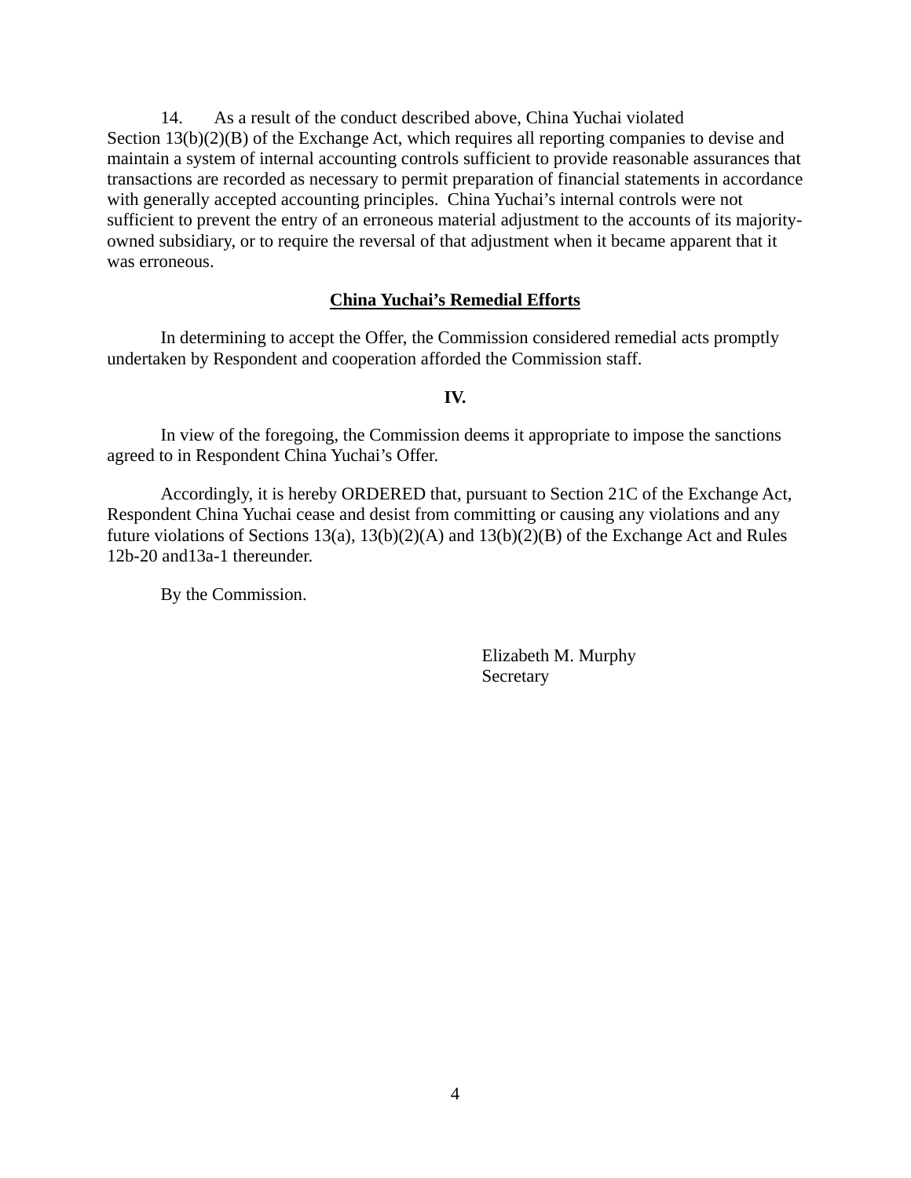14. As a result of the conduct described above, China Yuchai violated Section 13(b)(2)(B) of the Exchange Act, which requires all reporting companies to devise and maintain a system of internal accounting controls sufficient to provide reasonable assurances that transactions are recorded as necessary to permit preparation of financial statements in accordance with generally accepted accounting principles. China Yuchai's internal controls were not sufficient to prevent the entry of an erroneous material adjustment to the accounts of its majority-owned subsidiary, or to require the reversal of that adjustment when it became apparent that it was erroneous.

**China Yuchai's Remedial Efforts**

In determining to accept the Offer, the Commission considered remedial acts promptly undertaken by Respondent and cooperation afforded the Commission staff.

**IV.**

In view of the foregoing, the Commission deems it appropriate to impose the sanctions agreed to in Respondent China Yuchai's Offer.

Accordingly, it is hereby ORDERED that, pursuant to Section 21C of the Exchange Act, Respondent China Yuchai cease and desist from committing or causing any violations and any future violations of Sections 13(a), 13(b)(2)(A) and 13(b)(2)(B) of the Exchange Act and Rules 12b-20 and13a-1 thereunder.

By the Commission.

Elizabeth M. Murphy
Secretary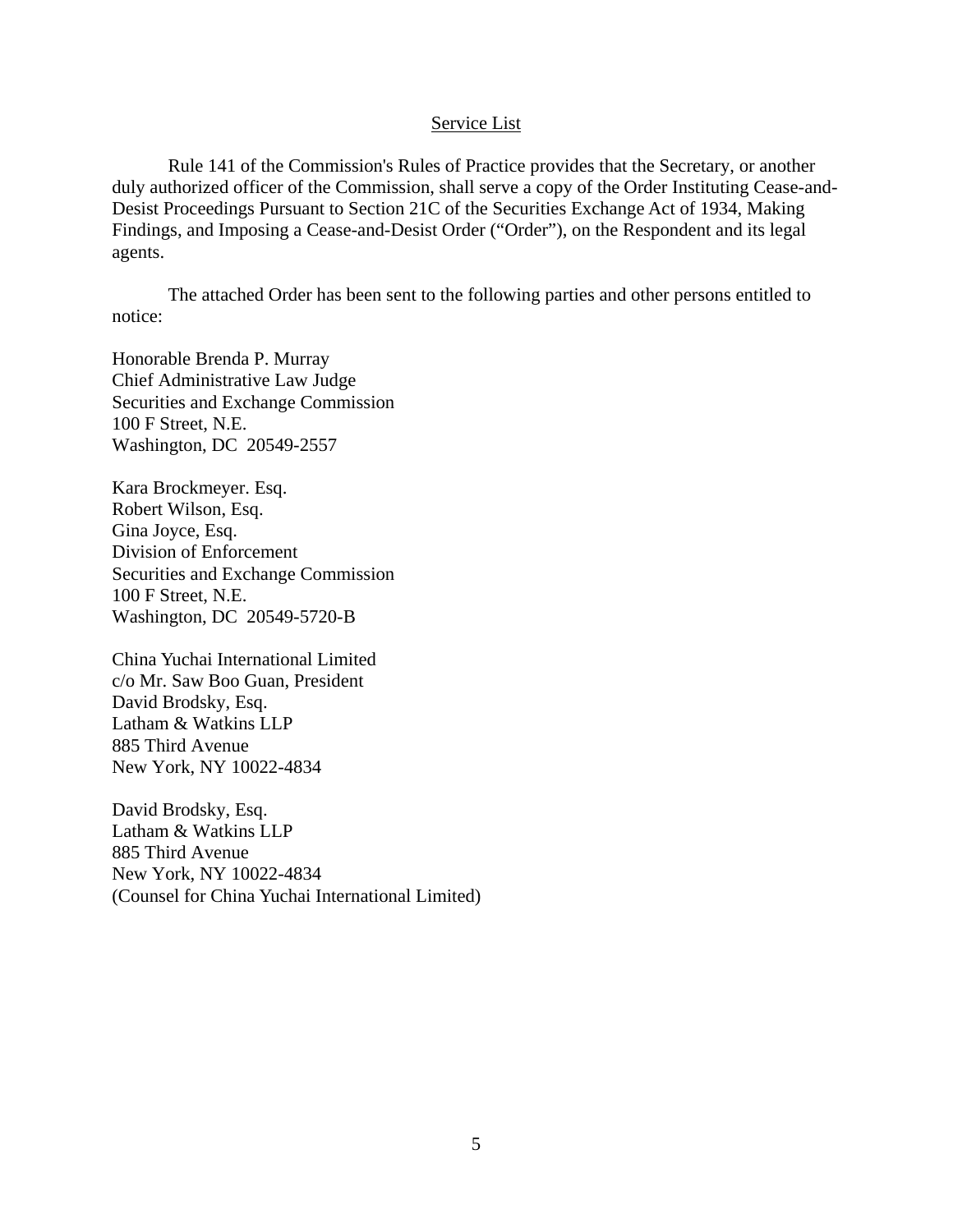Service List

Rule 141 of the Commission's Rules of Practice provides that the Secretary, or another duly authorized officer of the Commission, shall serve a copy of the Order Instituting Cease-and-Desist Proceedings Pursuant to Section 21C of the Securities Exchange Act of 1934, Making Findings, and Imposing a Cease-and-Desist Order ("Order"), on the Respondent and its legal agents.

The attached Order has been sent to the following parties and other persons entitled to notice:

Honorable Brenda P. Murray
Chief Administrative Law Judge
Securities and Exchange Commission
100 F Street, N.E.
Washington, DC 20549-2557

Kara Brockmeyer. Esq.
Robert Wilson, Esq.
Gina Joyce, Esq.
Division of Enforcement
Securities and Exchange Commission
100 F Street, N.E.
Washington, DC 20549-5720-B

China Yuchai International Limited
c/o Mr. Saw Boo Guan, President
David Brodsky, Esq.
Latham & Watkins LLP
885 Third Avenue
New York, NY 10022-4834

David Brodsky, Esq.
Latham & Watkins LLP
885 Third Avenue
New York, NY 10022-4834
(Counsel for China Yuchai International Limited)